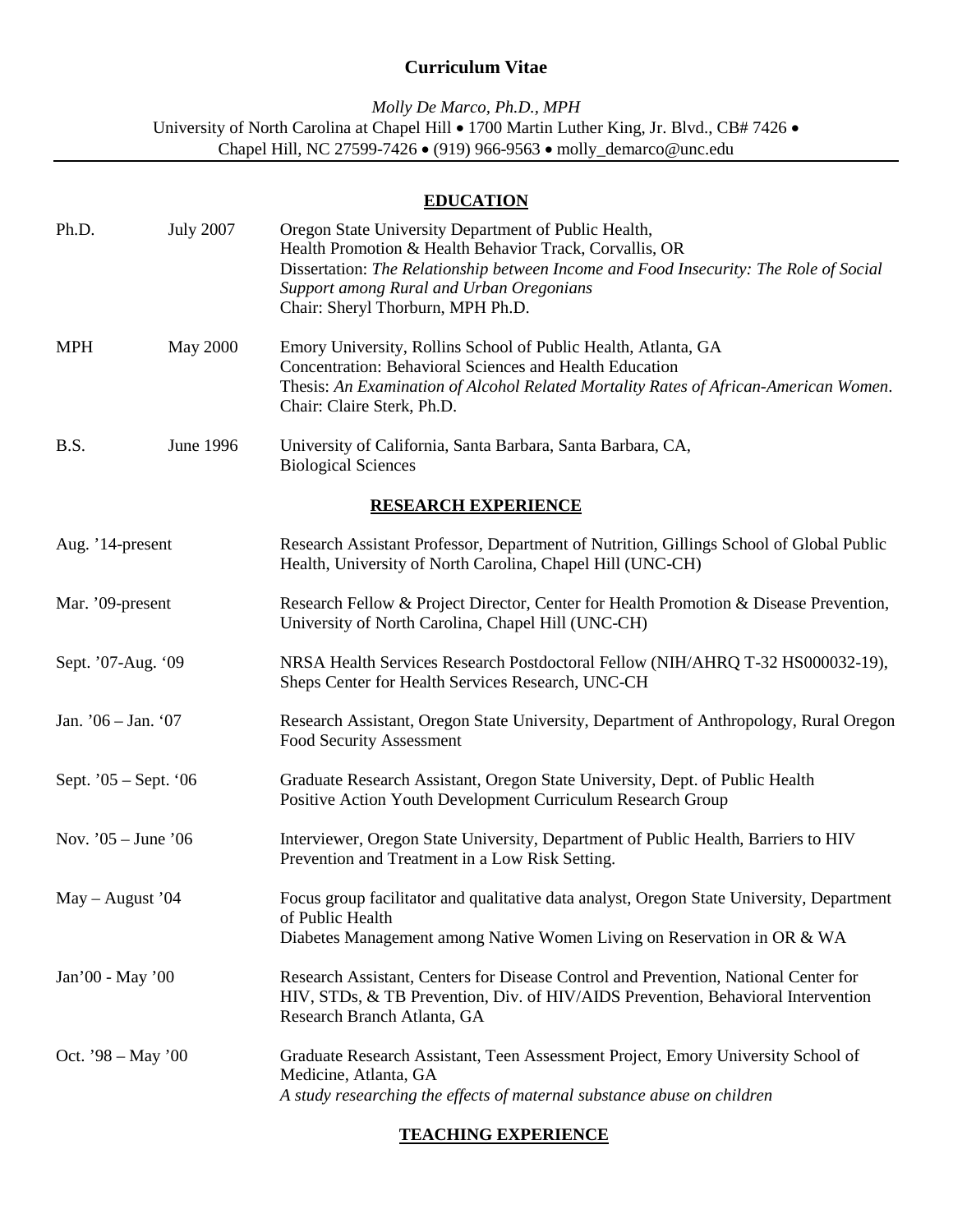# Curriculum Vitae

*Molly De Marco, Ph.D., MPH*
University of North Carolina at Chapel Hill • 1700 Martin Luther King, Jr. Blvd., CB# 7426 •
Chapel Hill, NC 27599-7426 • (919) 966-9563 • molly_demarco@unc.edu

## EDUCATION

| | | |
|---|---|---|
| Ph.D. | July 2007 | Oregon State University Department of Public Health, Health Promotion & Health Behavior Track, Corvallis, OR<br>Dissertation: *The Relationship between Income and Food Insecurity: The Role of Social Support among Rural and Urban Oregonians*<br>Chair: Sheryl Thorburn, MPH Ph.D. |
| MPH | May 2000 | Emory University, Rollins School of Public Health, Atlanta, GA<br>Concentration: Behavioral Sciences and Health Education<br>Thesis: *An Examination of Alcohol Related Mortality Rates of African-American Women*.<br>Chair: Claire Sterk, Ph.D. |
| B.S. | June 1996 | University of California, Santa Barbara, Santa Barbara, CA,<br>Biological Sciences |

## RESEARCH EXPERIENCE

| | |
|---|---|
| Aug. '14-present | Research Assistant Professor, Department of Nutrition, Gillings School of Global Public Health, University of North Carolina, Chapel Hill (UNC-CH) |
| Mar. '09-present | Research Fellow & Project Director, Center for Health Promotion & Disease Prevention, University of North Carolina, Chapel Hill (UNC-CH) |
| Sept. '07-Aug. '09 | NRSA Health Services Research Postdoctoral Fellow (NIH/AHRQ T-32 HS000032-19), Sheps Center for Health Services Research, UNC-CH |
| Jan. '06 – Jan. '07 | Research Assistant, Oregon State University, Department of Anthropology, Rural Oregon Food Security Assessment |
| Sept. '05 – Sept. '06 | Graduate Research Assistant, Oregon State University, Dept. of Public Health<br>Positive Action Youth Development Curriculum Research Group |
| Nov. '05 – June '06 | Interviewer, Oregon State University, Department of Public Health, Barriers to HIV Prevention and Treatment in a Low Risk Setting. |
| May – August '04 | Focus group facilitator and qualitative data analyst, Oregon State University, Department of Public Health<br>Diabetes Management among Native Women Living on Reservation in OR & WA |
| Jan'00 - May '00 | Research Assistant, Centers for Disease Control and Prevention, National Center for HIV, STDs, & TB Prevention, Div. of HIV/AIDS Prevention, Behavioral Intervention Research Branch Atlanta, GA |
| Oct. '98 – May '00 | Graduate Research Assistant, Teen Assessment Project, Emory University School of Medicine, Atlanta, GA<br>*A study researching the effects of maternal substance abuse on children* |

## TEACHING EXPERIENCE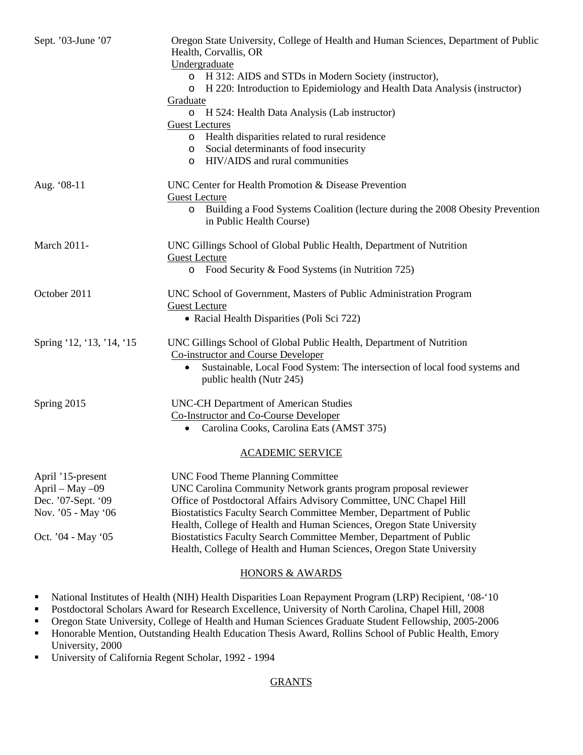Sept. '03-June '07 — Oregon State University, College of Health and Human Sciences, Department of Public Health, Corvallis, OR

Undergraduate

- H 312: AIDS and STDs in Modern Society (instructor),
- H 220: Introduction to Epidemiology and Health Data Analysis (instructor)

Graduate

- H 524: Health Data Analysis (Lab instructor)

Guest Lectures

- Health disparities related to rural residence
- Social determinants of food insecurity
- HIV/AIDS and rural communities

Aug. '08-11 — UNC Center for Health Promotion & Disease Prevention

Guest Lecture

- Building a Food Systems Coalition (lecture during the 2008 Obesity Prevention in Public Health Course)

March 2011- — UNC Gillings School of Global Public Health, Department of Nutrition

Guest Lecture

- Food Security & Food Systems (in Nutrition 725)

October 2011 — UNC School of Government, Masters of Public Administration Program

Guest Lecture

- Racial Health Disparities (Poli Sci 722)

Spring '12, '13, '14, '15 — UNC Gillings School of Global Public Health, Department of Nutrition

Co-instructor and Course Developer

- Sustainable, Local Food System: The intersection of local food systems and public health (Nutr 245)

Spring 2015 — UNC-CH Department of American Studies

Co-Instructor and Co-Course Developer

- Carolina Cooks, Carolina Eats (AMST 375)

## ACADEMIC SERVICE

| | |
|---|---|
| April '15-present | UNC Food Theme Planning Committee |
| April – May –09 | UNC Carolina Community Network grants program proposal reviewer |
| Dec. '07-Sept. '09 | Office of Postdoctoral Affairs Advisory Committee, UNC Chapel Hill |
| Nov. '05 - May '06 | Biostatistics Faculty Search Committee Member, Department of Public Health, College of Health and Human Sciences, Oregon State University |
| Oct. '04 - May '05 | Biostatistics Faculty Search Committee Member, Department of Public Health, College of Health and Human Sciences, Oregon State University |

## HONORS & AWARDS

- National Institutes of Health (NIH) Health Disparities Loan Repayment Program (LRP) Recipient, '08-'10
- Postdoctoral Scholars Award for Research Excellence, University of North Carolina, Chapel Hill, 2008
- Oregon State University, College of Health and Human Sciences Graduate Student Fellowship, 2005-2006
- Honorable Mention, Outstanding Health Education Thesis Award, Rollins School of Public Health, Emory University, 2000
- University of California Regent Scholar, 1992 - 1994

## GRANTS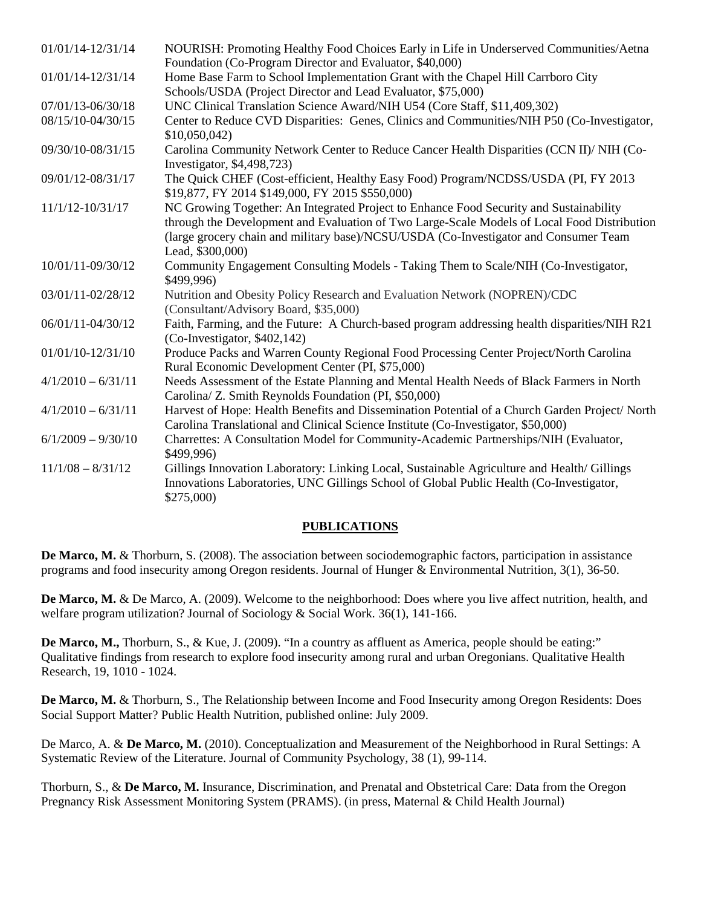| | |
|---|---|
| 01/01/14-12/31/14 | NOURISH: Promoting Healthy Food Choices Early in Life in Underserved Communities/Aetna Foundation (Co-Program Director and Evaluator, $40,000) |
| 01/01/14-12/31/14 | Home Base Farm to School Implementation Grant with the Chapel Hill Carrboro City Schools/USDA (Project Director and Lead Evaluator, $75,000) |
| 07/01/13-06/30/18 | UNC Clinical Translation Science Award/NIH U54 (Core Staff, $11,409,302) |
| 08/15/10-04/30/15 | Center to Reduce CVD Disparities: Genes, Clinics and Communities/NIH P50 (Co-Investigator, $10,050,042) |
| 09/30/10-08/31/15 | Carolina Community Network Center to Reduce Cancer Health Disparities (CCN II)/ NIH (Co-Investigator, $4,498,723) |
| 09/01/12-08/31/17 | The Quick CHEF (Cost-efficient, Healthy Easy Food) Program/NCDSS/USDA (PI, FY 2013 $19,877, FY 2014 $149,000, FY 2015 $550,000) |
| 11/1/12-10/31/17 | NC Growing Together: An Integrated Project to Enhance Food Security and Sustainability through the Development and Evaluation of Two Large-Scale Models of Local Food Distribution (large grocery chain and military base)/NCSU/USDA (Co-Investigator and Consumer Team Lead, $300,000) |
| 10/01/11-09/30/12 | Community Engagement Consulting Models - Taking Them to Scale/NIH (Co-Investigator, $499,996) |
| 03/01/11-02/28/12 | Nutrition and Obesity Policy Research and Evaluation Network (NOPREN)/CDC (Consultant/Advisory Board, $35,000) |
| 06/01/11-04/30/12 | Faith, Farming, and the Future: A Church-based program addressing health disparities/NIH R21 (Co-Investigator, $402,142) |
| 01/01/10-12/31/10 | Produce Packs and Warren County Regional Food Processing Center Project/North Carolina Rural Economic Development Center (PI, $75,000) |
| 4/1/2010 – 6/31/11 | Needs Assessment of the Estate Planning and Mental Health Needs of Black Farmers in North Carolina/ Z. Smith Reynolds Foundation (PI, $50,000) |
| 4/1/2010 – 6/31/11 | Harvest of Hope: Health Benefits and Dissemination Potential of a Church Garden Project/ North Carolina Translational and Clinical Science Institute (Co-Investigator, $50,000) |
| 6/1/2009 – 9/30/10 | Charrettes: A Consultation Model for Community-Academic Partnerships/NIH (Evaluator, $499,996) |
| 11/1/08 – 8/31/12 | Gillings Innovation Laboratory: Linking Local, Sustainable Agriculture and Health/ Gillings Innovations Laboratories, UNC Gillings School of Global Public Health (Co-Investigator, $275,000) |

## PUBLICATIONS

**De Marco, M.** & Thorburn, S. (2008). The association between sociodemographic factors, participation in assistance programs and food insecurity among Oregon residents. Journal of Hunger & Environmental Nutrition, 3(1), 36-50.

**De Marco, M.** & De Marco, A. (2009). Welcome to the neighborhood: Does where you live affect nutrition, health, and welfare program utilization? Journal of Sociology & Social Work. 36(1), 141-166.

**De Marco, M.,** Thorburn, S., & Kue, J. (2009). "In a country as affluent as America, people should be eating:" Qualitative findings from research to explore food insecurity among rural and urban Oregonians. Qualitative Health Research, 19, 1010 - 1024.

**De Marco, M.** & Thorburn, S., The Relationship between Income and Food Insecurity among Oregon Residents: Does Social Support Matter? Public Health Nutrition, published online: July 2009.

De Marco, A. & **De Marco, M.** (2010). Conceptualization and Measurement of the Neighborhood in Rural Settings: A Systematic Review of the Literature. Journal of Community Psychology, 38 (1), 99-114.

Thorburn, S., & **De Marco, M.** Insurance, Discrimination, and Prenatal and Obstetrical Care: Data from the Oregon Pregnancy Risk Assessment Monitoring System (PRAMS). (in press, Maternal & Child Health Journal)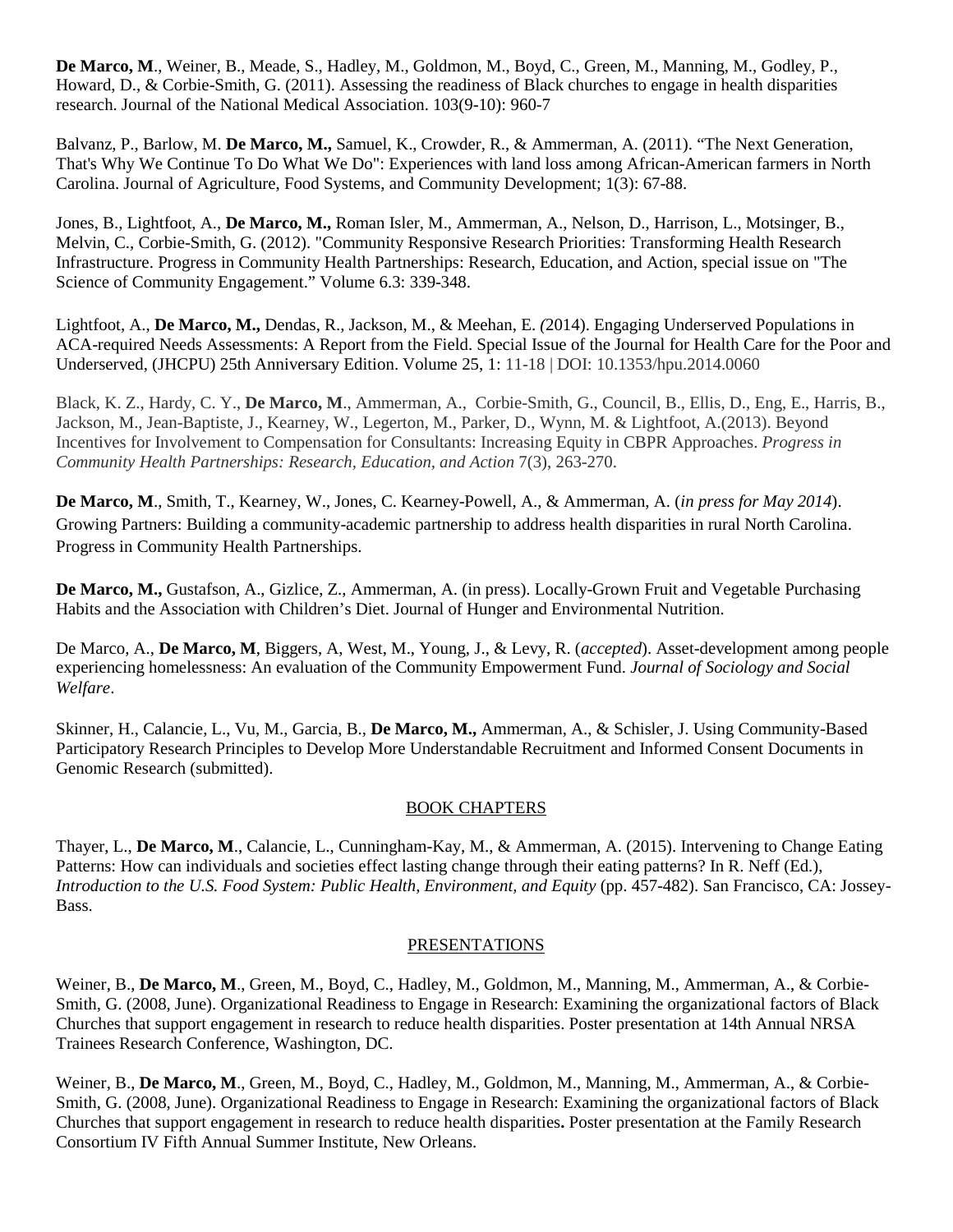**De Marco, M**., Weiner, B., Meade, S., Hadley, M., Goldmon, M., Boyd, C., Green, M., Manning, M., Godley, P., Howard, D., & Corbie-Smith, G. (2011). Assessing the readiness of Black churches to engage in health disparities research. Journal of the National Medical Association. 103(9-10): 960-7

Balvanz, P., Barlow, M. **De Marco, M.,** Samuel, K., Crowder, R., & Ammerman, A. (2011). "The Next Generation, That's Why We Continue To Do What We Do": Experiences with land loss among African-American farmers in North Carolina. Journal of Agriculture, Food Systems, and Community Development; 1(3): 67-88.

Jones, B., Lightfoot, A., **De Marco, M.,** Roman Isler, M., Ammerman, A., Nelson, D., Harrison, L., Motsinger, B., Melvin, C., Corbie-Smith, G. (2012). "Community Responsive Research Priorities: Transforming Health Research Infrastructure. Progress in Community Health Partnerships: Research, Education, and Action, special issue on "The Science of Community Engagement." Volume 6.3: 339-348.

Lightfoot, A., **De Marco, M.,** Dendas, R., Jackson, M., & Meehan, E. *(*2014). Engaging Underserved Populations in ACA-required Needs Assessments: A Report from the Field. Special Issue of the Journal for Health Care for the Poor and Underserved, (JHCPU) 25th Anniversary Edition. Volume 25, 1: 11-18 | DOI: 10.1353/hpu.2014.0060

Black, K. Z., Hardy, C. Y., **De Marco, M**., Ammerman, A., Corbie-Smith, G., Council, B., Ellis, D., Eng, E., Harris, B., Jackson, M., Jean-Baptiste, J., Kearney, W., Legerton, M., Parker, D., Wynn, M. & Lightfoot, A.(2013). Beyond Incentives for Involvement to Compensation for Consultants: Increasing Equity in CBPR Approaches. *Progress in Community Health Partnerships: Research, Education, and Action* 7(3), 263-270.

**De Marco, M**., Smith, T., Kearney, W., Jones, C. Kearney-Powell, A., & Ammerman, A. (*in press for May 2014*). Growing Partners: Building a community-academic partnership to address health disparities in rural North Carolina. Progress in Community Health Partnerships.

**De Marco, M.,** Gustafson, A., Gizlice, Z., Ammerman, A. (in press). Locally-Grown Fruit and Vegetable Purchasing Habits and the Association with Children's Diet. Journal of Hunger and Environmental Nutrition.

De Marco, A., **De Marco, M**, Biggers, A, West, M., Young, J., & Levy, R. (*accepted*). Asset-development among people experiencing homelessness: An evaluation of the Community Empowerment Fund. *Journal of Sociology and Social Welfare*.

Skinner, H., Calancie, L., Vu, M., Garcia, B., **De Marco, M.,** Ammerman, A., & Schisler, J. Using Community-Based Participatory Research Principles to Develop More Understandable Recruitment and Informed Consent Documents in Genomic Research (submitted).

## BOOK CHAPTERS

Thayer, L., **De Marco, M**., Calancie, L., Cunningham-Kay, M., & Ammerman, A. (2015). Intervening to Change Eating Patterns: How can individuals and societies effect lasting change through their eating patterns? In R. Neff (Ed.), *Introduction to the U.S. Food System: Public Health, Environment, and Equity* (pp. 457-482). San Francisco, CA: Jossey-Bass.

## PRESENTATIONS

Weiner, B., **De Marco, M**., Green, M., Boyd, C., Hadley, M., Goldmon, M., Manning, M., Ammerman, A., & Corbie-Smith, G. (2008, June). Organizational Readiness to Engage in Research: Examining the organizational factors of Black Churches that support engagement in research to reduce health disparities. Poster presentation at 14th Annual NRSA Trainees Research Conference, Washington, DC.

Weiner, B., **De Marco, M**., Green, M., Boyd, C., Hadley, M., Goldmon, M., Manning, M., Ammerman, A., & Corbie-Smith, G. (2008, June). Organizational Readiness to Engage in Research: Examining the organizational factors of Black Churches that support engagement in research to reduce health disparities**.** Poster presentation at the Family Research Consortium IV Fifth Annual Summer Institute, New Orleans.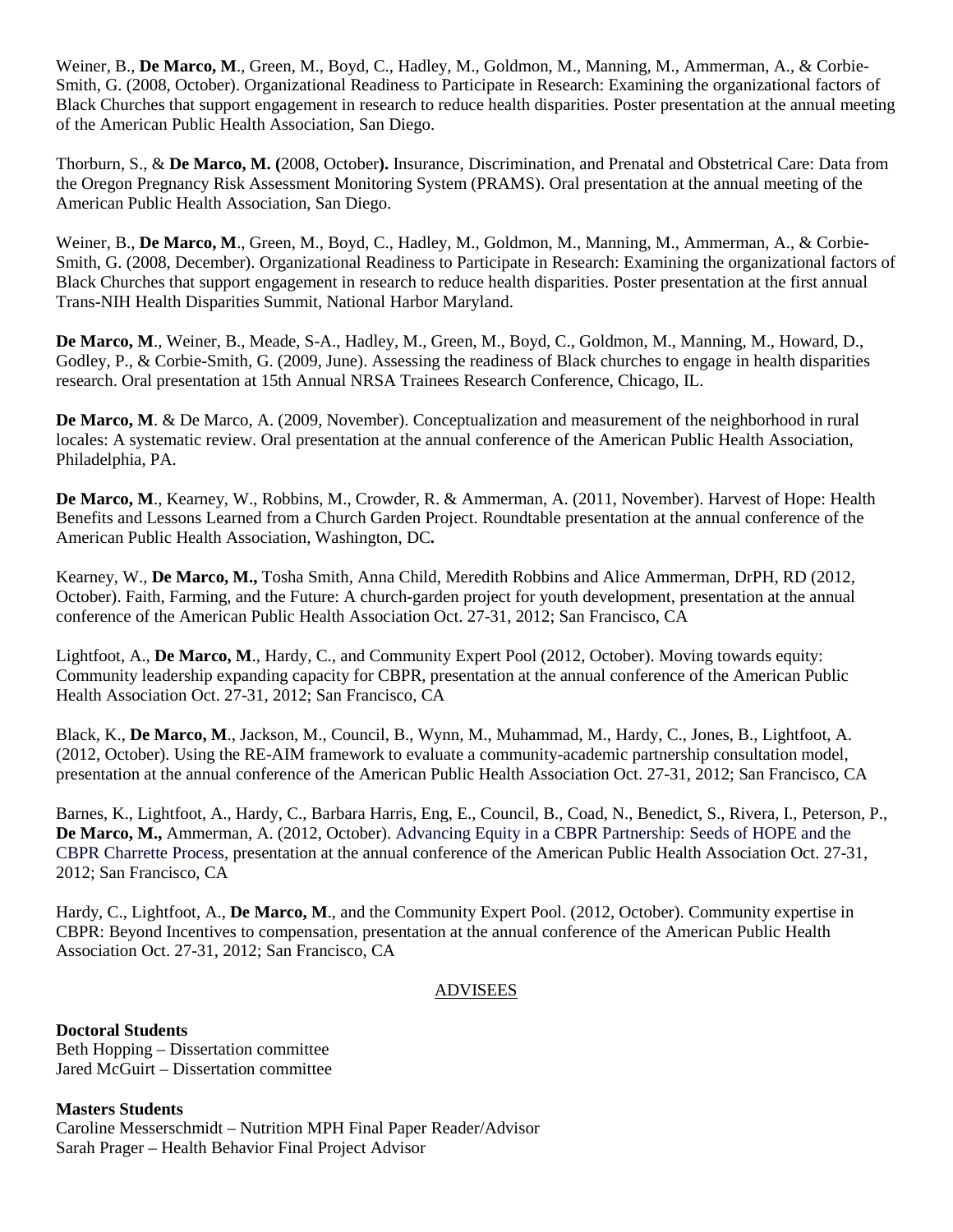Weiner, B., **De Marco, M**., Green, M., Boyd, C., Hadley, M., Goldmon, M., Manning, M., Ammerman, A., & Corbie-Smith, G. (2008, October). Organizational Readiness to Participate in Research: Examining the organizational factors of Black Churches that support engagement in research to reduce health disparities. Poster presentation at the annual meeting of the American Public Health Association, San Diego.

Thorburn, S., & **De Marco, M. (**2008, October**).** Insurance, Discrimination, and Prenatal and Obstetrical Care: Data from the Oregon Pregnancy Risk Assessment Monitoring System (PRAMS). Oral presentation at the annual meeting of the American Public Health Association, San Diego.

Weiner, B., **De Marco, M**., Green, M., Boyd, C., Hadley, M., Goldmon, M., Manning, M., Ammerman, A., & Corbie-Smith, G. (2008, December). Organizational Readiness to Participate in Research: Examining the organizational factors of Black Churches that support engagement in research to reduce health disparities. Poster presentation at the first annual Trans-NIH Health Disparities Summit, National Harbor Maryland.

**De Marco, M**., Weiner, B., Meade, S-A., Hadley, M., Green, M., Boyd, C., Goldmon, M., Manning, M., Howard, D., Godley, P., & Corbie-Smith, G. (2009, June). Assessing the readiness of Black churches to engage in health disparities research. Oral presentation at 15th Annual NRSA Trainees Research Conference, Chicago, IL.

**De Marco, M**. & De Marco, A. (2009, November). Conceptualization and measurement of the neighborhood in rural locales: A systematic review. Oral presentation at the annual conference of the American Public Health Association, Philadelphia, PA.

**De Marco, M**., Kearney, W., Robbins, M., Crowder, R. & Ammerman, A. (2011, November). Harvest of Hope: Health Benefits and Lessons Learned from a Church Garden Project. Roundtable presentation at the annual conference of the American Public Health Association, Washington, DC**.**

Kearney, W., **De Marco, M.,** Tosha Smith, Anna Child, Meredith Robbins and Alice Ammerman, DrPH, RD (2012, October). Faith, Farming, and the Future: A church-garden project for youth development, presentation at the annual conference of the American Public Health Association Oct. 27-31, 2012; San Francisco, CA

Lightfoot, A., **De Marco, M**., Hardy, C., and Community Expert Pool (2012, October). Moving towards equity: Community leadership expanding capacity for CBPR, presentation at the annual conference of the American Public Health Association Oct. 27-31, 2012; San Francisco, CA

Black, K., **De Marco, M**., Jackson, M., Council, B., Wynn, M., Muhammad, M., Hardy, C., Jones, B., Lightfoot, A. (2012, October). Using the RE-AIM framework to evaluate a community-academic partnership consultation model, presentation at the annual conference of the American Public Health Association Oct. 27-31, 2012; San Francisco, CA

Barnes, K., Lightfoot, A., Hardy, C., Barbara Harris, Eng, E., Council, B., Coad, N., Benedict, S., Rivera, I., Peterson, P., **De Marco, M.,** Ammerman, A. (2012, October). Advancing Equity in a CBPR Partnership: Seeds of HOPE and the CBPR Charrette Process, presentation at the annual conference of the American Public Health Association Oct. 27-31, 2012; San Francisco, CA

Hardy, C., Lightfoot, A., **De Marco, M**., and the Community Expert Pool. (2012, October). Community expertise in CBPR: Beyond Incentives to compensation, presentation at the annual conference of the American Public Health Association Oct. 27-31, 2012; San Francisco, CA

## ADVISEES

**Doctoral Students**
Beth Hopping – Dissertation committee
Jared McGuirt – Dissertation committee

**Masters Students**
Caroline Messerschmidt – Nutrition MPH Final Paper Reader/Advisor
Sarah Prager – Health Behavior Final Project Advisor